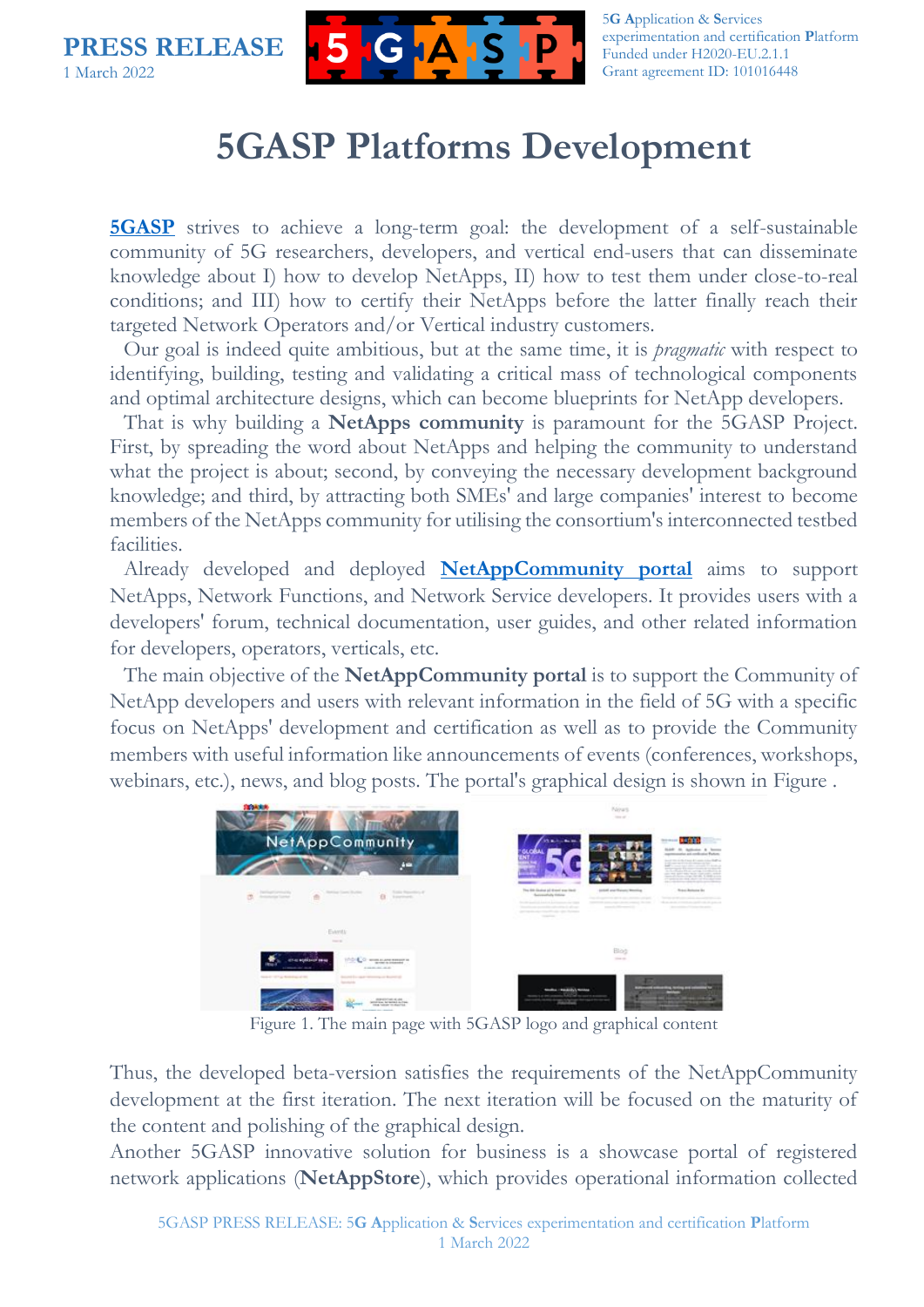**PRESS RELEASE**
1 March 2022

5**G** **A**pplication & **S**ervices experimentation and certification **P**latform
Funded under H2020-EU.2.1.1
Grant agreement ID: 101016448

# 5GASP Platforms Development

**5GASP** strives to achieve a long-term goal: the development of a self-sustainable community of 5G researchers, developers, and vertical end-users that can disseminate knowledge about I) how to develop NetApps, II) how to test them under close-to-real conditions; and III) how to certify their NetApps before the latter finally reach their targeted Network Operators and/or Vertical industry customers.

Our goal is indeed quite ambitious, but at the same time, it is *pragmatic* with respect to identifying, building, testing and validating a critical mass of technological components and optimal architecture designs, which can become blueprints for NetApp developers.

That is why building a **NetApps community** is paramount for the 5GASP Project. First, by spreading the word about NetApps and helping the community to understand what the project is about; second, by conveying the necessary development background knowledge; and third, by attracting both SMEs' and large companies' interest to become members of the NetApps community for utilising the consortium's interconnected testbed facilities.

Already developed and deployed **NetAppCommunity portal** aims to support NetApps, Network Functions, and Network Service developers. It provides users with a developers' forum, technical documentation, user guides, and other related information for developers, operators, verticals, etc.

The main objective of the **NetAppCommunity portal** is to support the Community of NetApp developers and users with relevant information in the field of 5G with a specific focus on NetApps' development and certification as well as to provide the Community members with useful information like announcements of events (conferences, workshops, webinars, etc.), news, and blog posts. The portal's graphical design is shown in Figure .

Figure 1. The main page with 5GASP logo and graphical content

Thus, the developed beta-version satisfies the requirements of the NetAppCommunity development at the first iteration. The next iteration will be focused on the maturity of the content and polishing of the graphical design.

Another 5GASP innovative solution for business is a showcase portal of registered network applications (**NetAppStore**), which provides operational information collected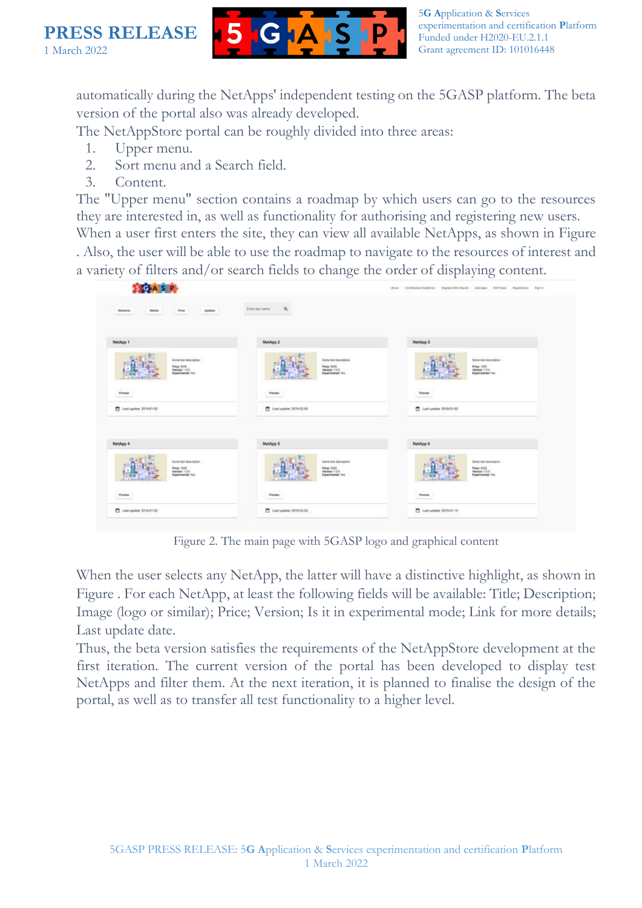automatically during the NetApps' independent testing on the 5GASP platform. The beta version of the portal also was already developed.

The NetAppStore portal can be roughly divided into three areas:

1. Upper menu.
2. Sort menu and a Search field.
3. Content.

The "Upper menu" section contains a roadmap by which users can go to the resources they are interested in, as well as functionality for authorising and registering new users. When a user first enters the site, they can view all available NetApps, as shown in Figure . Also, the user will be able to use the roadmap to navigate to the resources of interest and a variety of filters and/or search fields to change the order of displaying content.

Figure 2. The main page with 5GASP logo and graphical content

When the user selects any NetApp, the latter will have a distinctive highlight, as shown in Figure . For each NetApp, at least the following fields will be available: Title; Description; Image (logo or similar); Price; Version; Is it in experimental mode; Link for more details; Last update date.

Thus, the beta version satisfies the requirements of the NetAppStore development at the first iteration. The current version of the portal has been developed to display test NetApps and filter them. At the next iteration, it is planned to finalise the design of the portal, as well as to transfer all test functionality to a higher level.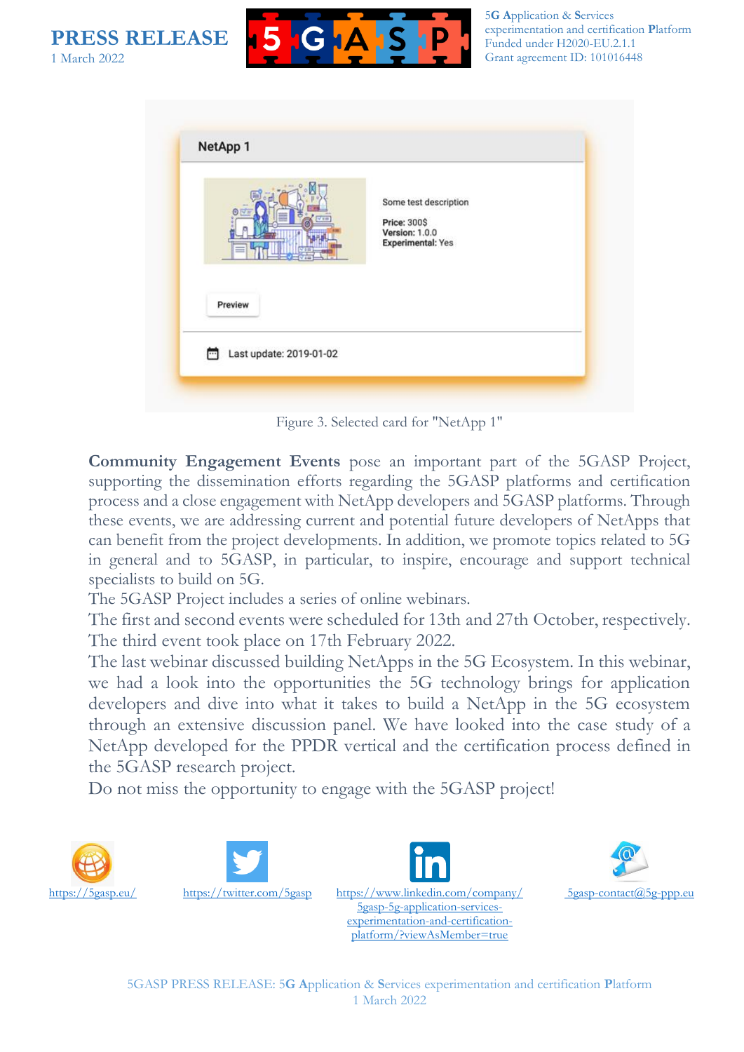Figure 3. Selected card for "NetApp 1"

**Community Engagement Events** pose an important part of the 5GASP Project, supporting the dissemination efforts regarding the 5GASP platforms and certification process and a close engagement with NetApp developers and 5GASP platforms. Through these events, we are addressing current and potential future developers of NetApps that can benefit from the project developments. In addition, we promote topics related to 5G in general and to 5GASP, in particular, to inspire, encourage and support technical specialists to build on 5G.

The 5GASP Project includes a series of online webinars.

The first and second events were scheduled for 13th and 27th October, respectively. The third event took place on 17th February 2022.

The last webinar discussed building NetApps in the 5G Ecosystem. In this webinar, we had a look into the opportunities the 5G technology brings for application developers and dive into what it takes to build a NetApp in the 5G ecosystem through an extensive discussion panel. We have looked into the case study of a NetApp developed for the PPDR vertical and the certification process defined in the 5GASP research project.

Do not miss the opportunity to engage with the 5GASP project!

https://5gasp.eu/

https://twitter.com/5gasp

https://www.linkedin.com/company/5gasp-5g-application-services-experimentation-and-certification-platform/?viewAsMember=true

5gasp-contact@5g-ppp.eu